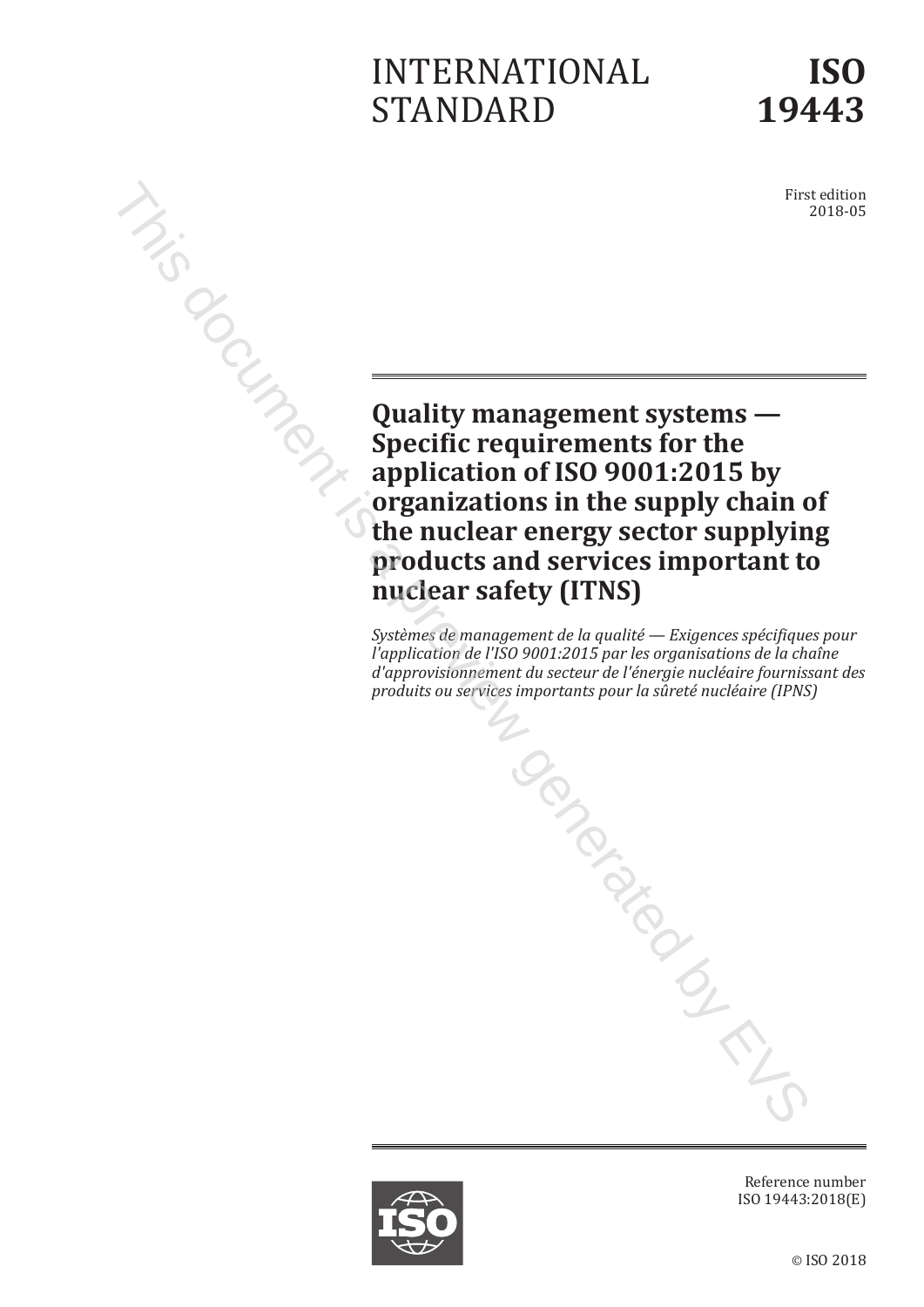INTERNATIONAL STANDARD

**ISO 19443**

First edition
2018-05

# Quality management systems — Specific requirements for the application of ISO 9001:2015 by organizations in the supply chain of the nuclear energy sector supplying products and services important to nuclear safety (ITNS)

*Systèmes de management de la qualité — Exigences spécifiques pour l'application de l'ISO 9001:2015 par les organisations de la chaîne d'approvisionnement du secteur de l'énergie nucléaire fournissant des produits ou services importants pour la sûreté nucléaire (IPNS)*

Reference number
ISO 19443:2018(E)

© ISO 2018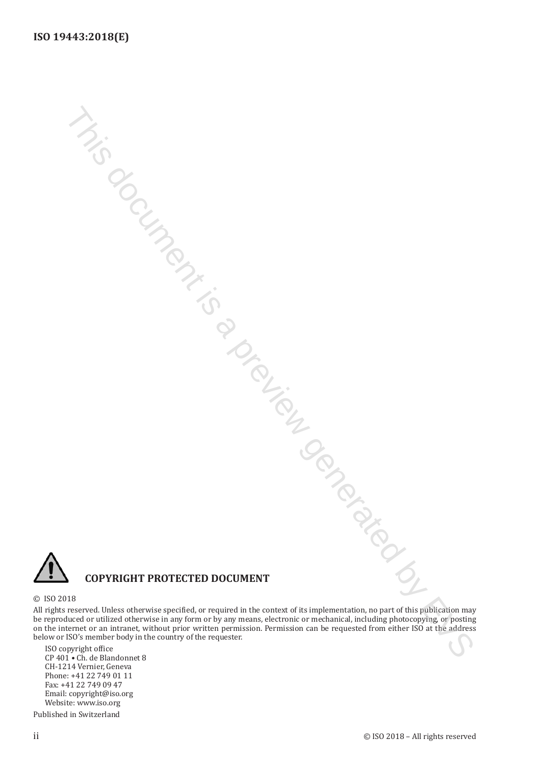**COPYRIGHT PROTECTED DOCUMENT**

© ISO 2018

All rights reserved. Unless otherwise specified, or required in the context of its implementation, no part of this publication may be reproduced or utilized otherwise in any form or by any means, electronic or mechanical, including photocopying, or posting on the internet or an intranet, without prior written permission. Permission can be requested from either ISO at the address below or ISO's member body in the country of the requester.

ISO copyright office
CP 401 • Ch. de Blandonnet 8
CH-1214 Vernier, Geneva
Phone: +41 22 749 01 11
Fax: +41 22 749 09 47
Email: copyright@iso.org
Website: www.iso.org

Published in Switzerland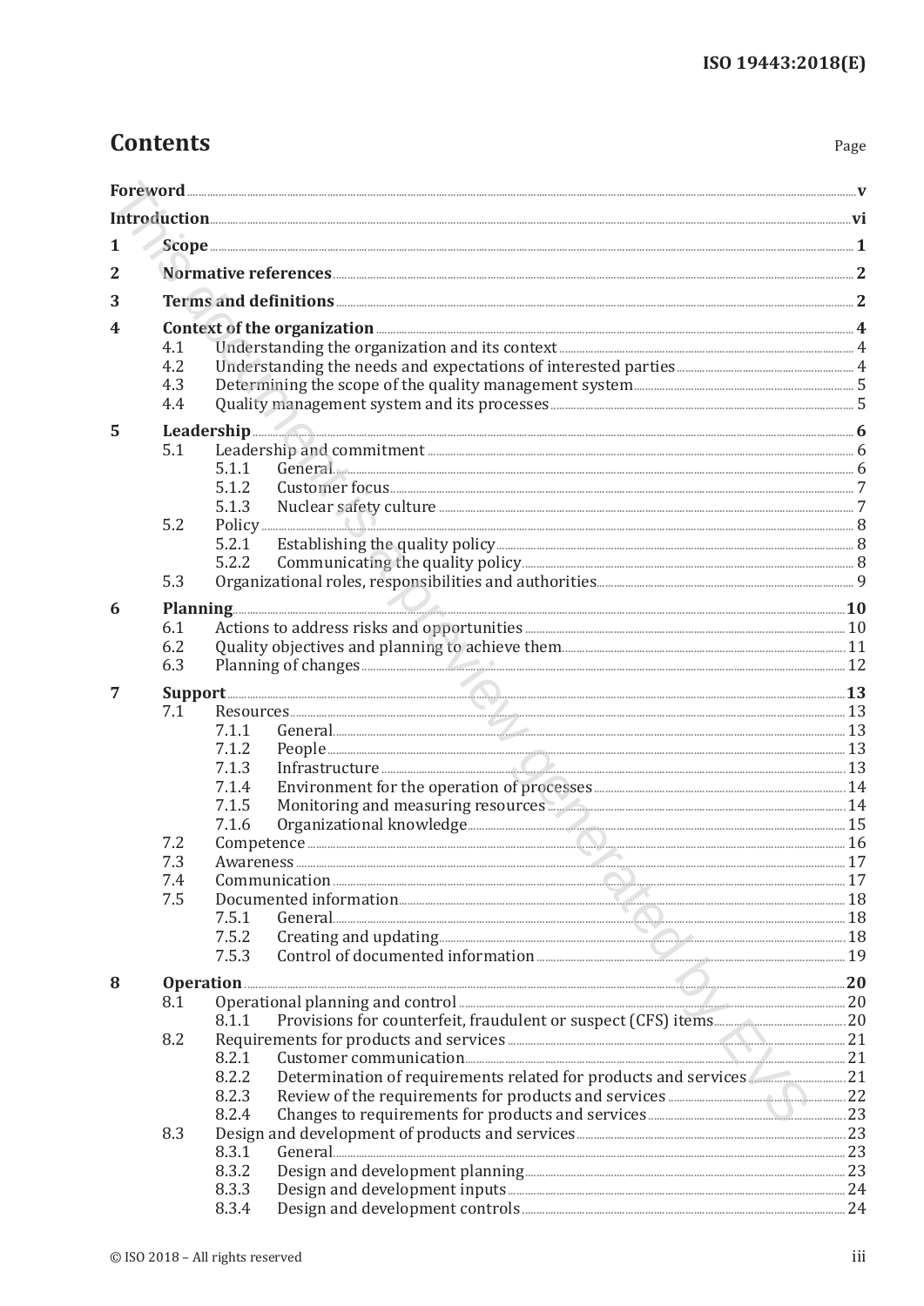# Contents

Page

| | | | |
|---|---|---|---|
| **Foreword** | | | **v** |
| **Introduction** | | | **vi** |
| **1** | **Scope** | | **1** |
| **2** | **Normative references** | | **2** |
| **3** | **Terms and definitions** | | **2** |
| **4** | **Context of the organization** | | **4** |
| | 4.1 | Understanding the organization and its context | 4 |
| | 4.2 | Understanding the needs and expectations of interested parties | 4 |
| | 4.3 | Determining the scope of the quality management system | 5 |
| | 4.4 | Quality management system and its processes | 5 |
| **5** | **Leadership** | | **6** |
| | 5.1 | Leadership and commitment | 6 |
| | | 5.1.1 General | 6 |
| | | 5.1.2 Customer focus | 7 |
| | | 5.1.3 Nuclear safety culture | 7 |
| | 5.2 | Policy | 8 |
| | | 5.2.1 Establishing the quality policy | 8 |
| | | 5.2.2 Communicating the quality policy | 8 |
| | 5.3 | Organizational roles, responsibilities and authorities | 9 |
| **6** | **Planning** | | **10** |
| | 6.1 | Actions to address risks and opportunities | 10 |
| | 6.2 | Quality objectives and planning to achieve them | 11 |
| | 6.3 | Planning of changes | 12 |
| **7** | **Support** | | **13** |
| | 7.1 | Resources | 13 |
| | | 7.1.1 General | 13 |
| | | 7.1.2 People | 13 |
| | | 7.1.3 Infrastructure | 13 |
| | | 7.1.4 Environment for the operation of processes | 14 |
| | | 7.1.5 Monitoring and measuring resources | 14 |
| | | 7.1.6 Organizational knowledge | 15 |
| | 7.2 | Competence | 16 |
| | 7.3 | Awareness | 17 |
| | 7.4 | Communication | 17 |
| | 7.5 | Documented information | 18 |
| | | 7.5.1 General | 18 |
| | | 7.5.2 Creating and updating | 18 |
| | | 7.5.3 Control of documented information | 19 |
| **8** | **Operation** | | **20** |
| | 8.1 | Operational planning and control | 20 |
| | | 8.1.1 Provisions for counterfeit, fraudulent or suspect (CFS) items | 20 |
| | 8.2 | Requirements for products and services | 21 |
| | | 8.2.1 Customer communication | 21 |
| | | 8.2.2 Determination of requirements related for products and services | 21 |
| | | 8.2.3 Review of the requirements for products and services | 22 |
| | | 8.2.4 Changes to requirements for products and services | 23 |
| | 8.3 | Design and development of products and services | 23 |
| | | 8.3.1 General | 23 |
| | | 8.3.2 Design and development planning | 23 |
| | | 8.3.3 Design and development inputs | 24 |
| | | 8.3.4 Design and development controls | 24 |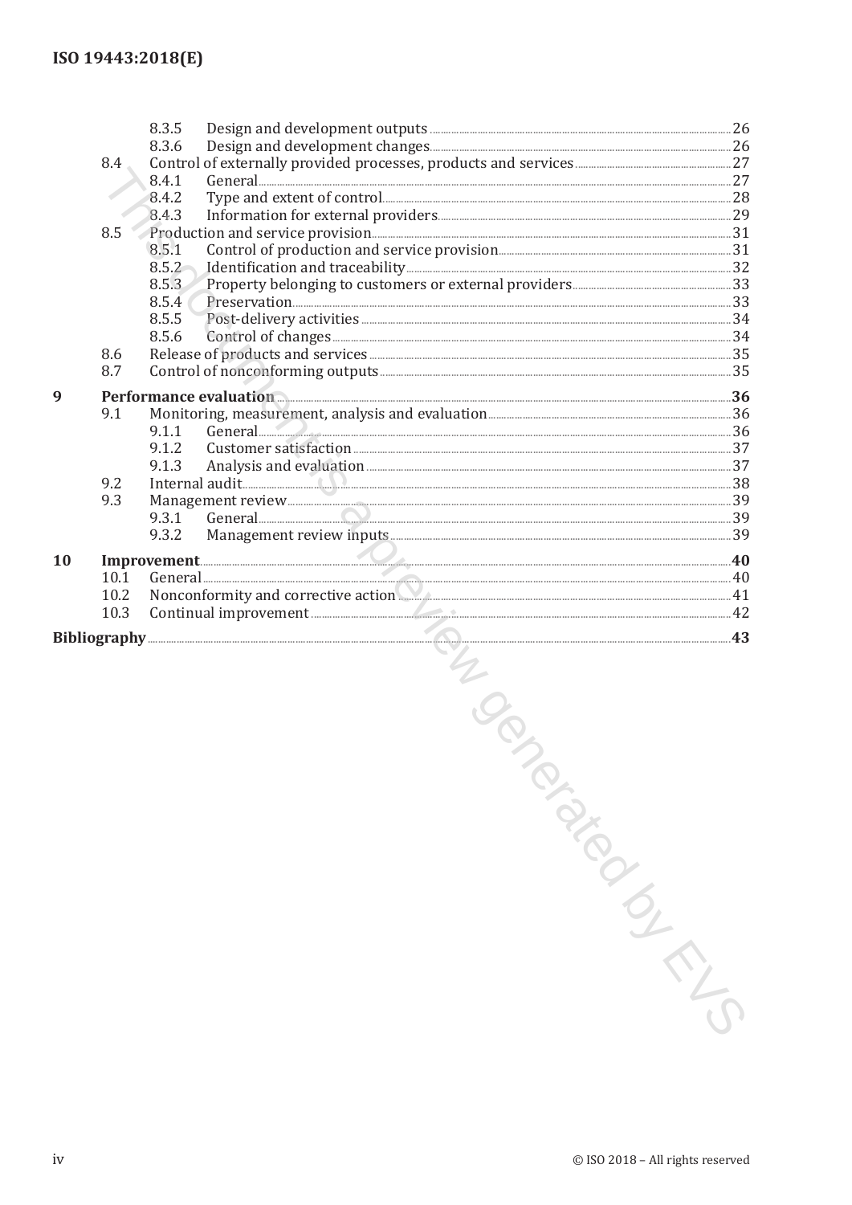8.3.5 Design and development outputs ..... 26
8.3.6 Design and development changes ..... 26
8.4 Control of externally provided processes, products and services ..... 27
8.4.1 General ..... 27
8.4.2 Type and extent of control ..... 28
8.4.3 Information for external providers ..... 29
8.5 Production and service provision ..... 31
8.5.1 Control of production and service provision ..... 31
8.5.2 Identification and traceability ..... 32
8.5.3 Property belonging to customers or external providers ..... 33
8.5.4 Preservation ..... 33
8.5.5 Post-delivery activities ..... 34
8.5.6 Control of changes ..... 34
8.6 Release of products and services ..... 35
8.7 Control of nonconforming outputs ..... 35

**9 Performance evaluation ..... 36**
9.1 Monitoring, measurement, analysis and evaluation ..... 36
9.1.1 General ..... 36
9.1.2 Customer satisfaction ..... 37
9.1.3 Analysis and evaluation ..... 37
9.2 Internal audit ..... 38
9.3 Management review ..... 39
9.3.1 General ..... 39
9.3.2 Management review inputs ..... 39

**10 Improvement ..... 40**
10.1 General ..... 40
10.2 Nonconformity and corrective action ..... 41
10.3 Continual improvement ..... 42

**Bibliography ..... 43**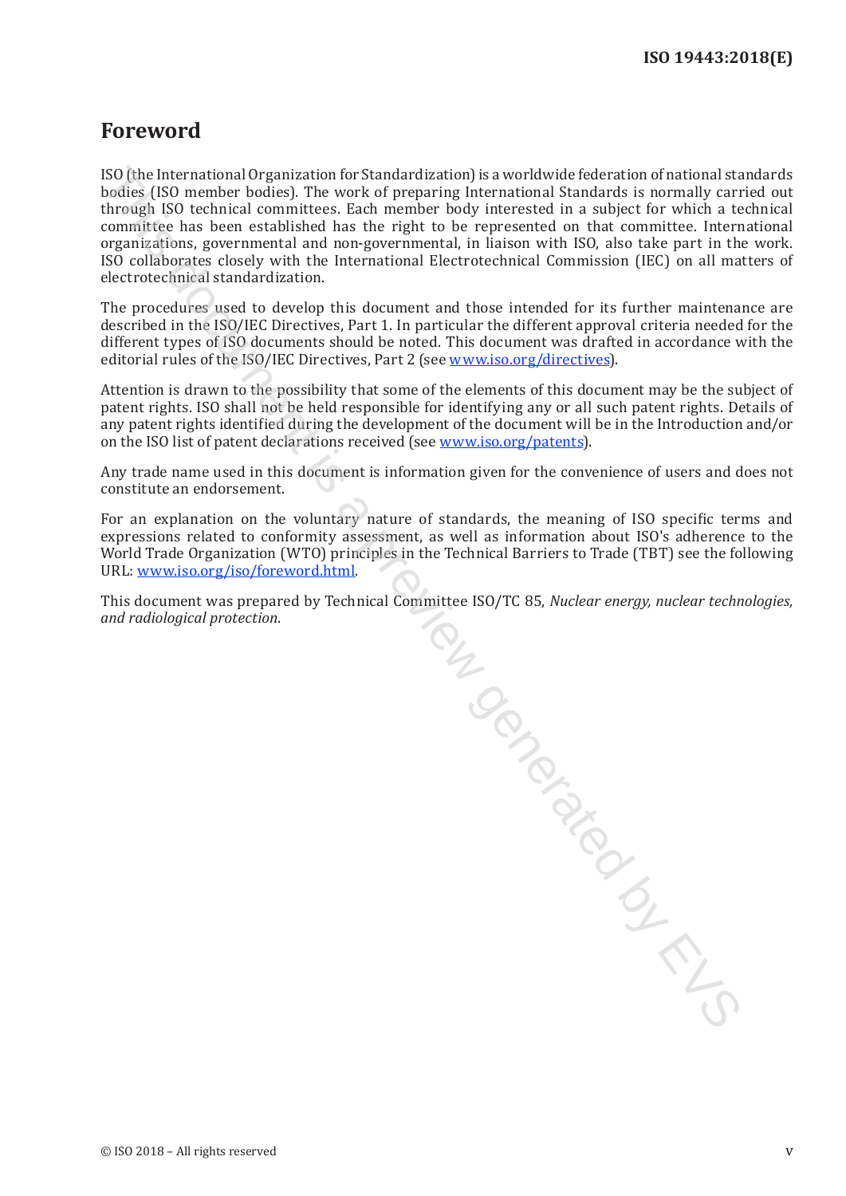# Foreword

ISO (the International Organization for Standardization) is a worldwide federation of national standards bodies (ISO member bodies). The work of preparing International Standards is normally carried out through ISO technical committees. Each member body interested in a subject for which a technical committee has been established has the right to be represented on that committee. International organizations, governmental and non-governmental, in liaison with ISO, also take part in the work. ISO collaborates closely with the International Electrotechnical Commission (IEC) on all matters of electrotechnical standardization.

The procedures used to develop this document and those intended for its further maintenance are described in the ISO/IEC Directives, Part 1. In particular the different approval criteria needed for the different types of ISO documents should be noted. This document was drafted in accordance with the editorial rules of the ISO/IEC Directives, Part 2 (see www.iso.org/directives).

Attention is drawn to the possibility that some of the elements of this document may be the subject of patent rights. ISO shall not be held responsible for identifying any or all such patent rights. Details of any patent rights identified during the development of the document will be in the Introduction and/or on the ISO list of patent declarations received (see www.iso.org/patents).

Any trade name used in this document is information given for the convenience of users and does not constitute an endorsement.

For an explanation on the voluntary nature of standards, the meaning of ISO specific terms and expressions related to conformity assessment, as well as information about ISO's adherence to the World Trade Organization (WTO) principles in the Technical Barriers to Trade (TBT) see the following URL: www.iso.org/iso/foreword.html.

This document was prepared by Technical Committee ISO/TC 85, *Nuclear energy, nuclear technologies, and radiological protection*.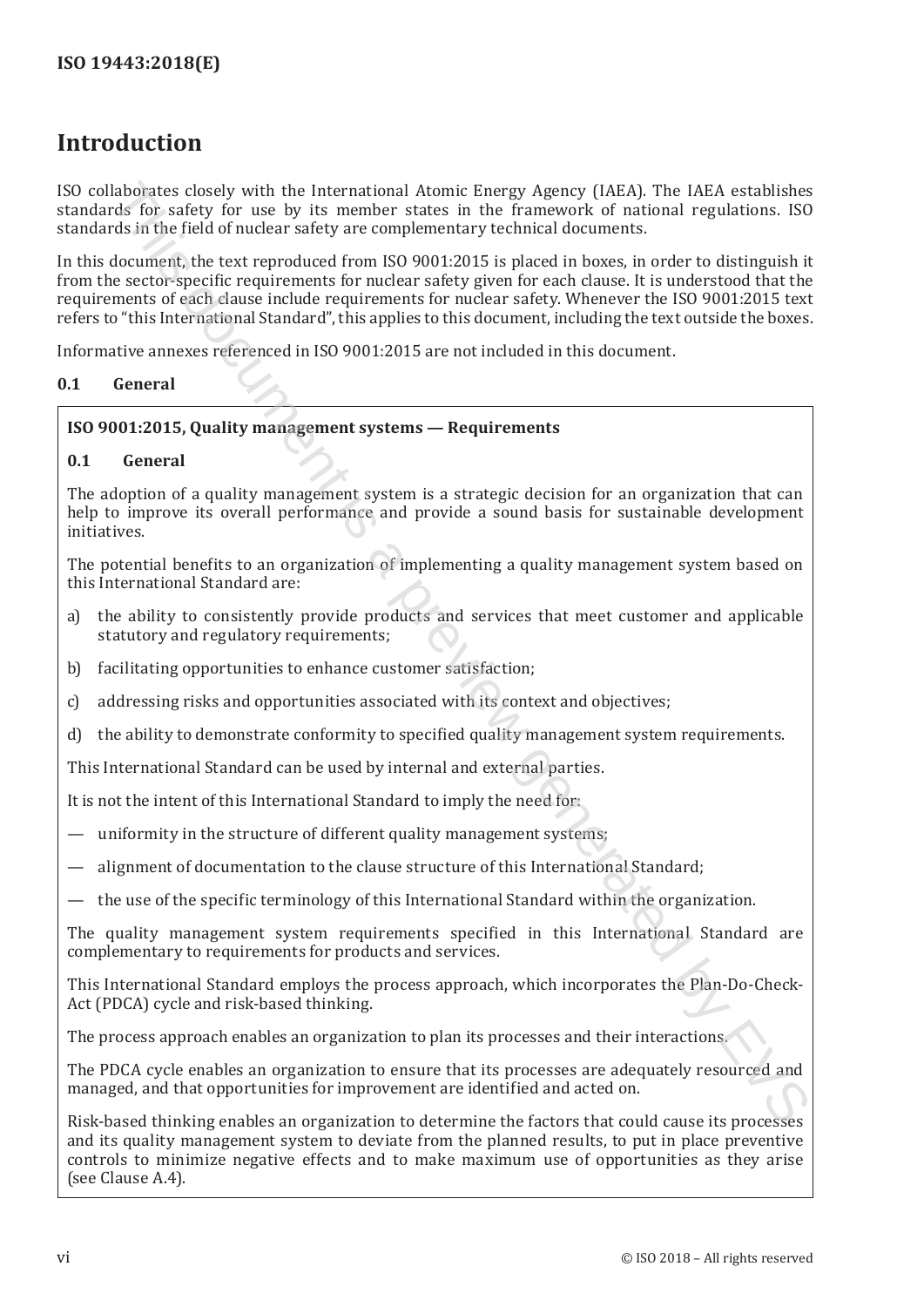# Introduction

ISO collaborates closely with the International Atomic Energy Agency (IAEA). The IAEA establishes standards for safety for use by its member states in the framework of national regulations. ISO standards in the field of nuclear safety are complementary technical documents.

In this document, the text reproduced from ISO 9001:2015 is placed in boxes, in order to distinguish it from the sector-specific requirements for nuclear safety given for each clause. It is understood that the requirements of each clause include requirements for nuclear safety. Whenever the ISO 9001:2015 text refers to "this International Standard", this applies to this document, including the text outside the boxes.

Informative annexes referenced in ISO 9001:2015 are not included in this document.

## 0.1 General

**ISO 9001:2015, Quality management systems — Requirements**

**0.1 General**

The adoption of a quality management system is a strategic decision for an organization that can help to improve its overall performance and provide a sound basis for sustainable development initiatives.

The potential benefits to an organization of implementing a quality management system based on this International Standard are:

a) the ability to consistently provide products and services that meet customer and applicable statutory and regulatory requirements;

b) facilitating opportunities to enhance customer satisfaction;

c) addressing risks and opportunities associated with its context and objectives;

d) the ability to demonstrate conformity to specified quality management system requirements.

This International Standard can be used by internal and external parties.

It is not the intent of this International Standard to imply the need for:

— uniformity in the structure of different quality management systems;

— alignment of documentation to the clause structure of this International Standard;

— the use of the specific terminology of this International Standard within the organization.

The quality management system requirements specified in this International Standard are complementary to requirements for products and services.

This International Standard employs the process approach, which incorporates the Plan-Do-Check-Act (PDCA) cycle and risk-based thinking.

The process approach enables an organization to plan its processes and their interactions.

The PDCA cycle enables an organization to ensure that its processes are adequately resourced and managed, and that opportunities for improvement are identified and acted on.

Risk-based thinking enables an organization to determine the factors that could cause its processes and its quality management system to deviate from the planned results, to put in place preventive controls to minimize negative effects and to make maximum use of opportunities as they arise (see Clause A.4).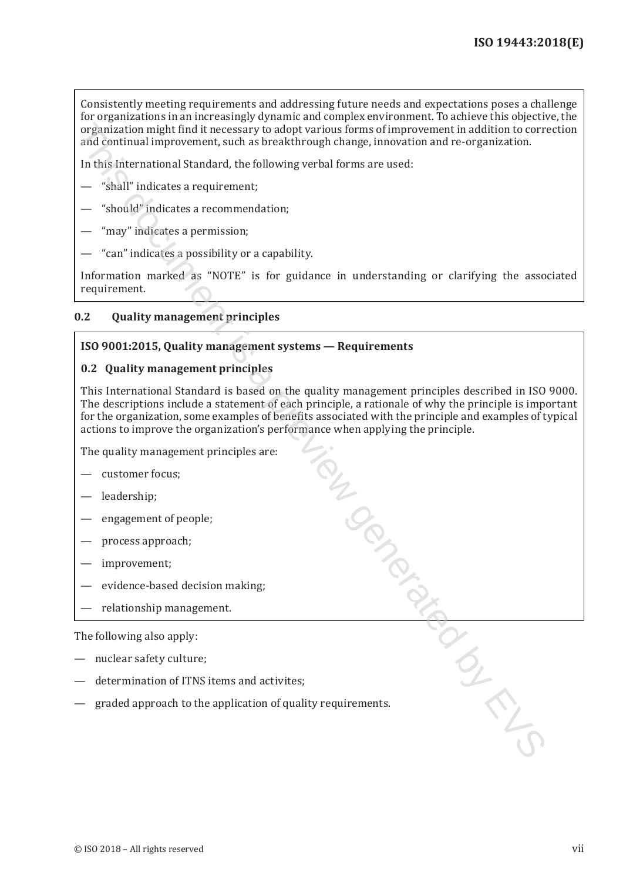Consistently meeting requirements and addressing future needs and expectations poses a challenge for organizations in an increasingly dynamic and complex environment. To achieve this objective, the organization might find it necessary to adopt various forms of improvement in addition to correction and continual improvement, such as breakthrough change, innovation and re-organization.

In this International Standard, the following verbal forms are used:

— "shall" indicates a requirement;

— "should" indicates a recommendation;

— "may" indicates a permission;

— "can" indicates a possibility or a capability.

Information marked as "NOTE" is for guidance in understanding or clarifying the associated requirement.

## 0.2 Quality management principles

**ISO 9001:2015, Quality management systems — Requirements**

**0.2 Quality management principles**

This International Standard is based on the quality management principles described in ISO 9000. The descriptions include a statement of each principle, a rationale of why the principle is important for the organization, some examples of benefits associated with the principle and examples of typical actions to improve the organization's performance when applying the principle.

The quality management principles are:

— customer focus;

— leadership;

— engagement of people;

— process approach;

— improvement;

— evidence-based decision making;

— relationship management.

The following also apply:

— nuclear safety culture;

— determination of ITNS items and activites;

— graded approach to the application of quality requirements.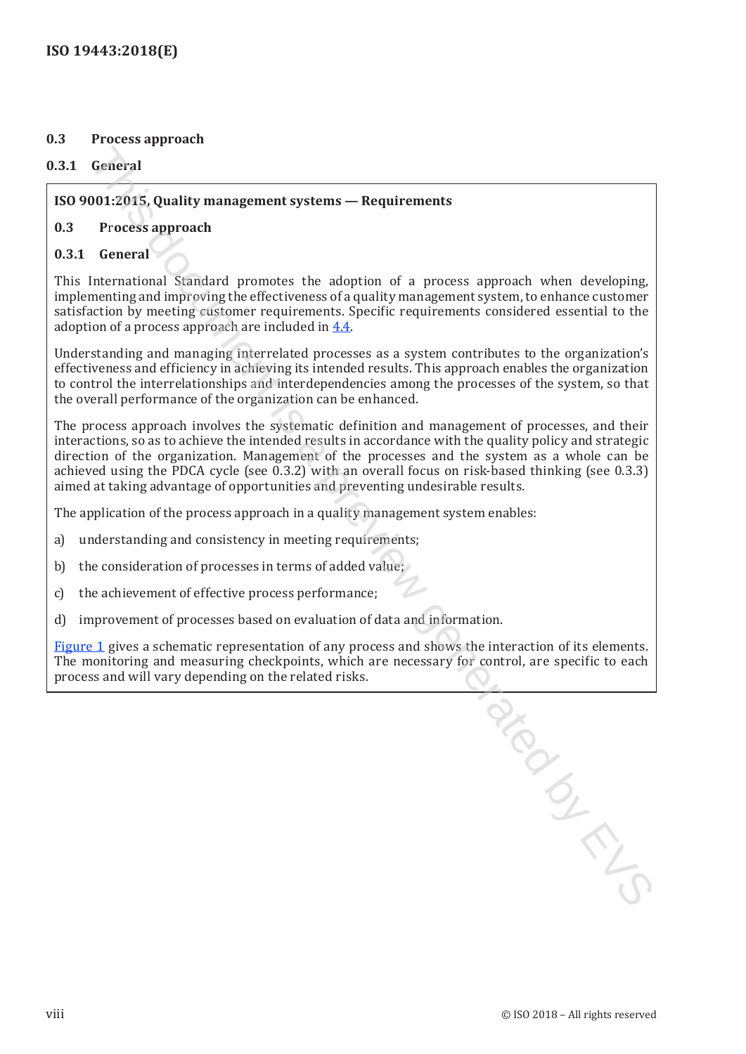## 0.3 Process approach

### 0.3.1 General

**ISO 9001:2015, Quality management systems — Requirements**

**0.3 Process approach**

**0.3.1 General**

This International Standard promotes the adoption of a process approach when developing, implementing and improving the effectiveness of a quality management system, to enhance customer satisfaction by meeting customer requirements. Specific requirements considered essential to the adoption of a process approach are included in 4.4.

Understanding and managing interrelated processes as a system contributes to the organization's effectiveness and efficiency in achieving its intended results. This approach enables the organization to control the interrelationships and interdependencies among the processes of the system, so that the overall performance of the organization can be enhanced.

The process approach involves the systematic definition and management of processes, and their interactions, so as to achieve the intended results in accordance with the quality policy and strategic direction of the organization. Management of the processes and the system as a whole can be achieved using the PDCA cycle (see 0.3.2) with an overall focus on risk-based thinking (see 0.3.3) aimed at taking advantage of opportunities and preventing undesirable results.

The application of the process approach in a quality management system enables:

a) understanding and consistency in meeting requirements;

b) the consideration of processes in terms of added value;

c) the achievement of effective process performance;

d) improvement of processes based on evaluation of data and information.

Figure 1 gives a schematic representation of any process and shows the interaction of its elements. The monitoring and measuring checkpoints, which are necessary for control, are specific to each process and will vary depending on the related risks.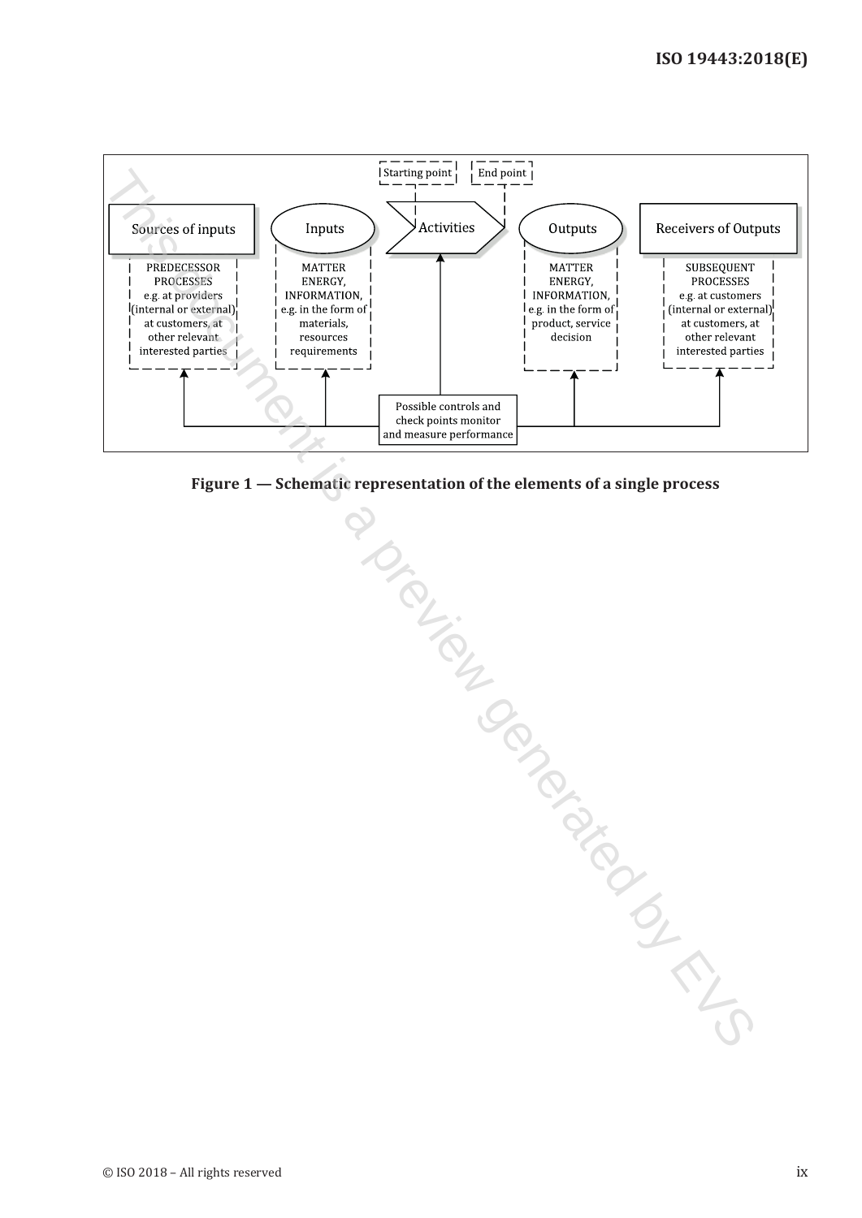Starting point | End point

**Sources of inputs** → **Inputs** → **Activities** → **Outputs** → **Receivers of Outputs**

| Sources of inputs | Inputs | Activities | Outputs | Receivers of Outputs |
|---|---|---|---|---|
| PREDECESSOR PROCESSES e.g. at providers (internal or external), at customers, at other relevant interested parties | MATTER ENERGY, INFORMATION, e.g. in the form of materials, resources requirements | | MATTER ENERGY, INFORMATION, e.g. in the form of product, service decision | SUBSEQUENT PROCESSES e.g. at customers (internal or external), at customers, at other relevant interested parties |

Possible controls and check points monitor and measure performance

**Figure 1 — Schematic representation of the elements of a single process**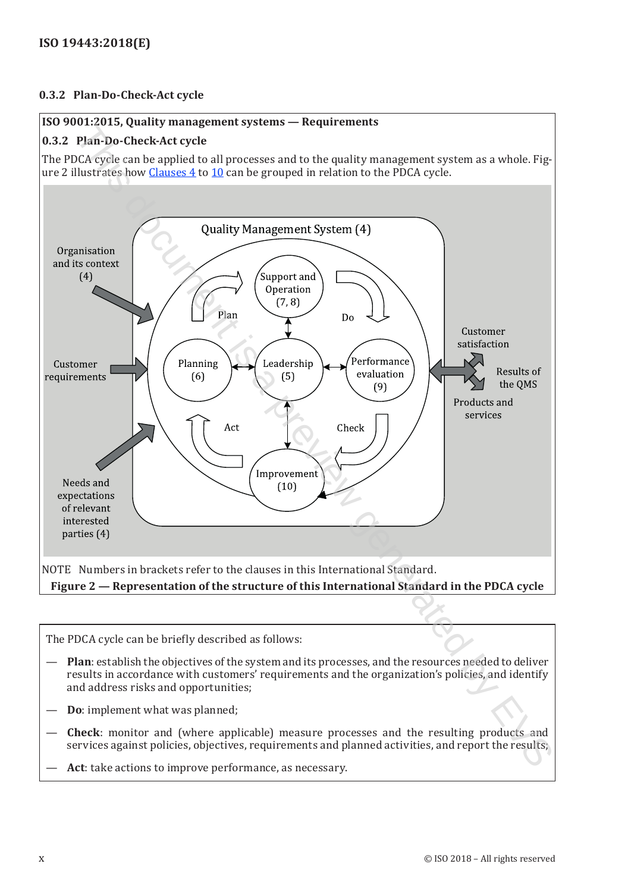### 0.3.2 Plan-Do-Check-Act cycle

**ISO 9001:2015, Quality management systems — Requirements**

**0.3.2 Plan-Do-Check-Act cycle**

The PDCA cycle can be applied to all processes and to the quality management system as a whole. Figure 2 illustrates how Clauses 4 to 10 can be grouped in relation to the PDCA cycle.

NOTE Numbers in brackets refer to the clauses in this International Standard.

**Figure 2 — Representation of the structure of this International Standard in the PDCA cycle**

The PDCA cycle can be briefly described as follows:

— **Plan**: establish the objectives of the system and its processes, and the resources needed to deliver results in accordance with customers' requirements and the organization's policies, and identify and address risks and opportunities;

— **Do**: implement what was planned;

— **Check**: monitor and (where applicable) measure processes and the resulting products and services against policies, objectives, requirements and planned activities, and report the results;

— **Act**: take actions to improve performance, as necessary.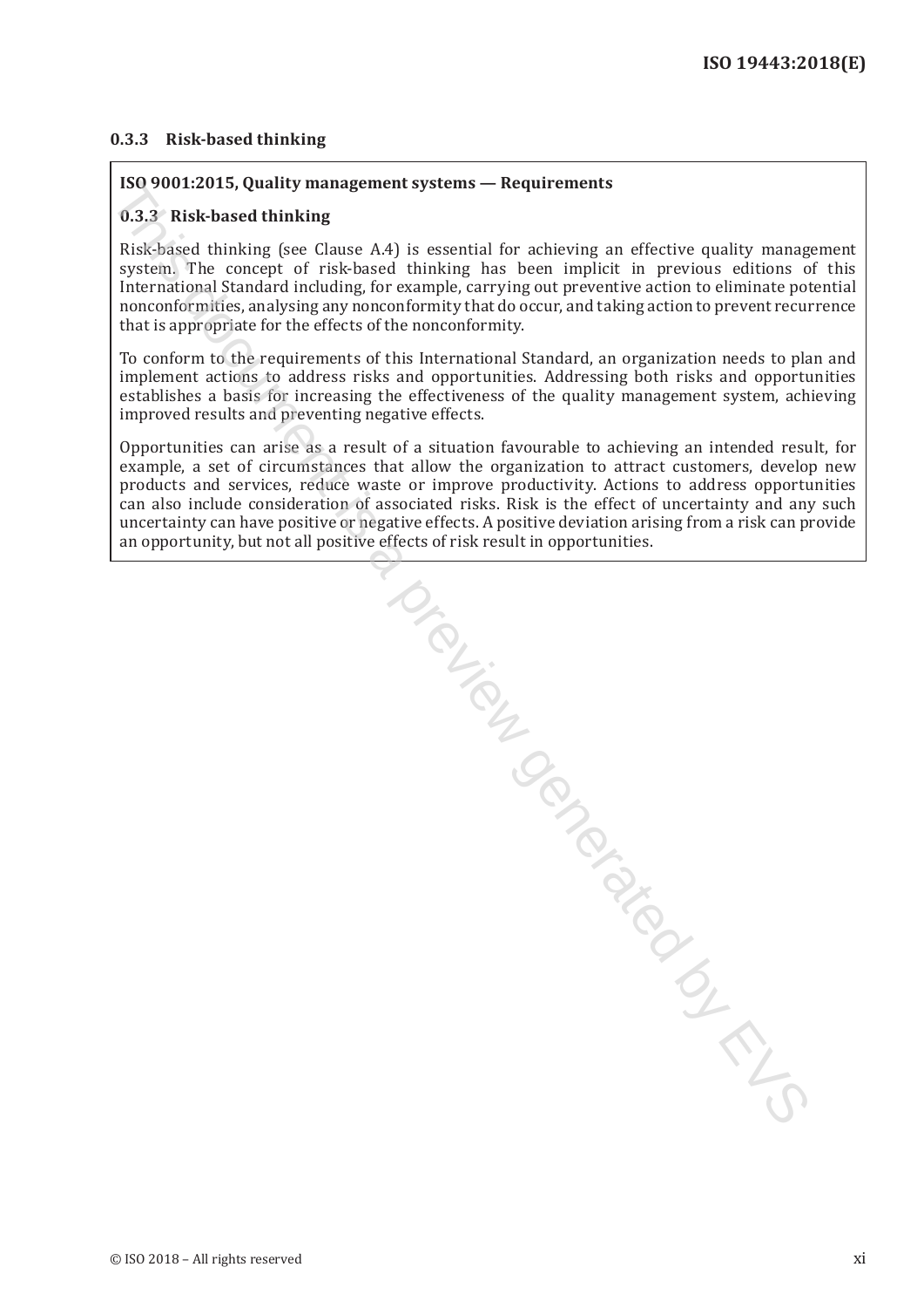### 0.3.3 Risk-based thinking

**ISO 9001:2015, Quality management systems — Requirements**

**0.3.3 Risk-based thinking**

Risk-based thinking (see Clause A.4) is essential for achieving an effective quality management system. The concept of risk-based thinking has been implicit in previous editions of this International Standard including, for example, carrying out preventive action to eliminate potential nonconformities, analysing any nonconformity that do occur, and taking action to prevent recurrence that is appropriate for the effects of the nonconformity.

To conform to the requirements of this International Standard, an organization needs to plan and implement actions to address risks and opportunities. Addressing both risks and opportunities establishes a basis for increasing the effectiveness of the quality management system, achieving improved results and preventing negative effects.

Opportunities can arise as a result of a situation favourable to achieving an intended result, for example, a set of circumstances that allow the organization to attract customers, develop new products and services, reduce waste or improve productivity. Actions to address opportunities can also include consideration of associated risks. Risk is the effect of uncertainty and any such uncertainty can have positive or negative effects. A positive deviation arising from a risk can provide an opportunity, but not all positive effects of risk result in opportunities.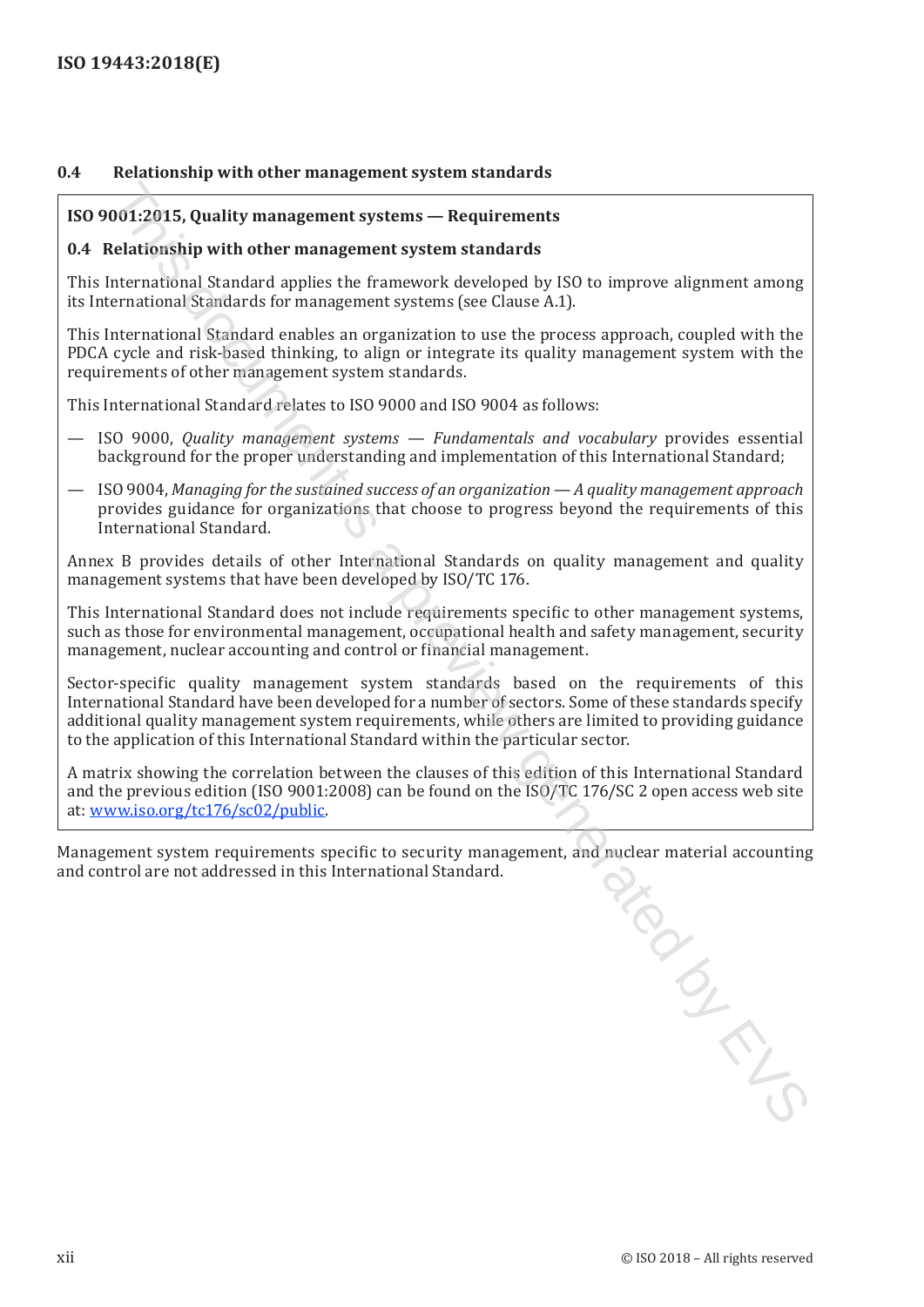## 0.4 Relationship with other management system standards

> **ISO 9001:2015, Quality management systems — Requirements**
>
> **0.4 Relationship with other management system standards**
>
> This International Standard applies the framework developed by ISO to improve alignment among its International Standards for management systems (see Clause A.1).
>
> This International Standard enables an organization to use the process approach, coupled with the PDCA cycle and risk-based thinking, to align or integrate its quality management system with the requirements of other management system standards.
>
> This International Standard relates to ISO 9000 and ISO 9004 as follows:
>
> — ISO 9000, *Quality management systems — Fundamentals and vocabulary* provides essential background for the proper understanding and implementation of this International Standard;
>
> — ISO 9004, *Managing for the sustained success of an organization — A quality management approach* provides guidance for organizations that choose to progress beyond the requirements of this International Standard.
>
> Annex B provides details of other International Standards on quality management and quality management systems that have been developed by ISO/TC 176.
>
> This International Standard does not include requirements specific to other management systems, such as those for environmental management, occupational health and safety management, security management, nuclear accounting and control or financial management.
>
> Sector-specific quality management system standards based on the requirements of this International Standard have been developed for a number of sectors. Some of these standards specify additional quality management system requirements, while others are limited to providing guidance to the application of this International Standard within the particular sector.
>
> A matrix showing the correlation between the clauses of this edition of this International Standard and the previous edition (ISO 9001:2008) can be found on the ISO/TC 176/SC 2 open access web site at: www.iso.org/tc176/sc02/public.

Management system requirements specific to security management, and nuclear material accounting and control are not addressed in this International Standard.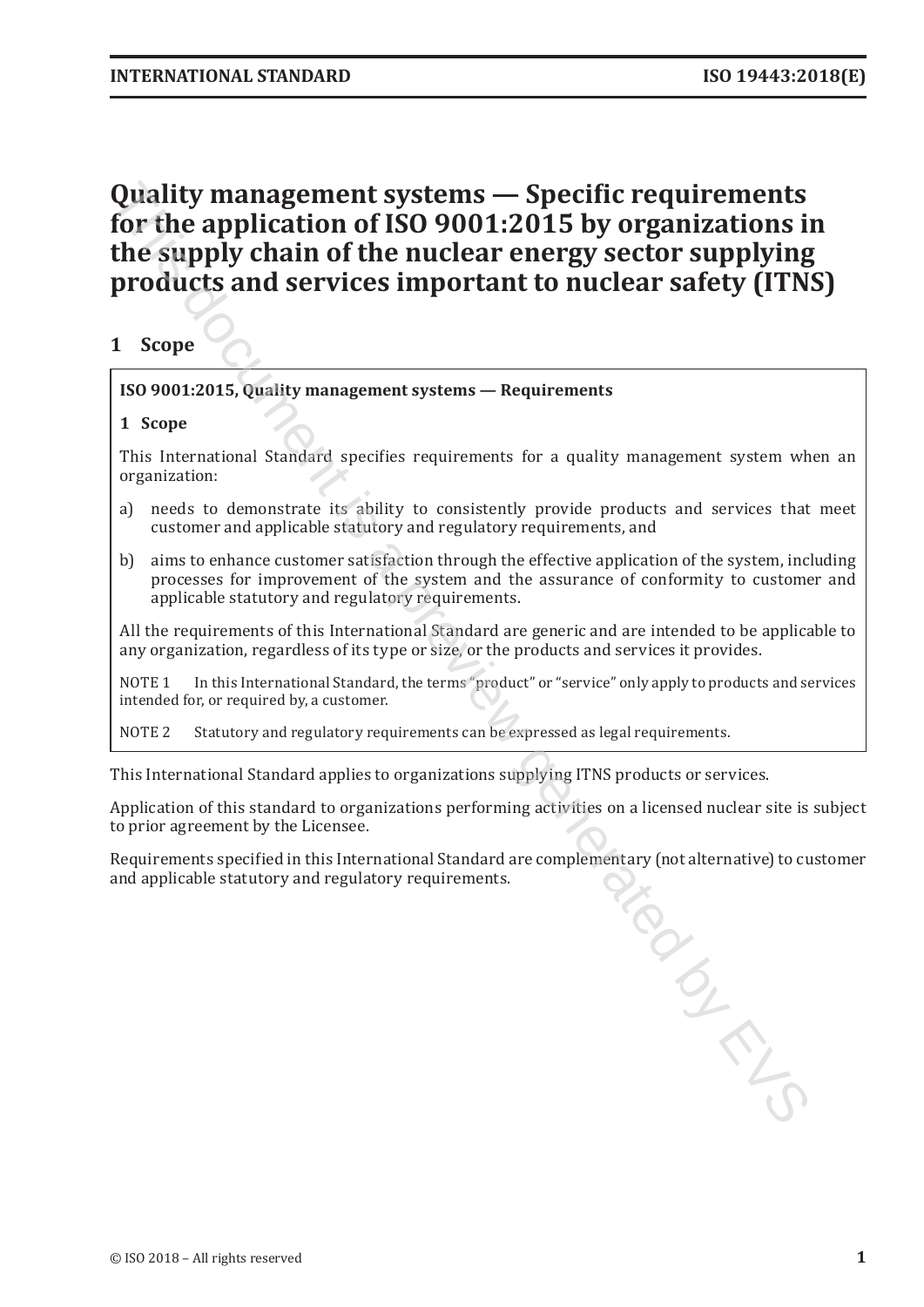# Quality management systems — Specific requirements for the application of ISO 9001:2015 by organizations in the supply chain of the nuclear energy sector supplying products and services important to nuclear safety (ITNS)

## 1 Scope

> **ISO 9001:2015, Quality management systems — Requirements**
>
> **1 Scope**
>
> This International Standard specifies requirements for a quality management system when an organization:
>
> a) needs to demonstrate its ability to consistently provide products and services that meet customer and applicable statutory and regulatory requirements, and
>
> b) aims to enhance customer satisfaction through the effective application of the system, including processes for improvement of the system and the assurance of conformity to customer and applicable statutory and regulatory requirements.
>
> All the requirements of this International Standard are generic and are intended to be applicable to any organization, regardless of its type or size, or the products and services it provides.
>
> NOTE 1 In this International Standard, the terms "product" or "service" only apply to products and services intended for, or required by, a customer.
>
> NOTE 2 Statutory and regulatory requirements can be expressed as legal requirements.

This International Standard applies to organizations supplying ITNS products or services.

Application of this standard to organizations performing activities on a licensed nuclear site is subject to prior agreement by the Licensee.

Requirements specified in this International Standard are complementary (not alternative) to customer and applicable statutory and regulatory requirements.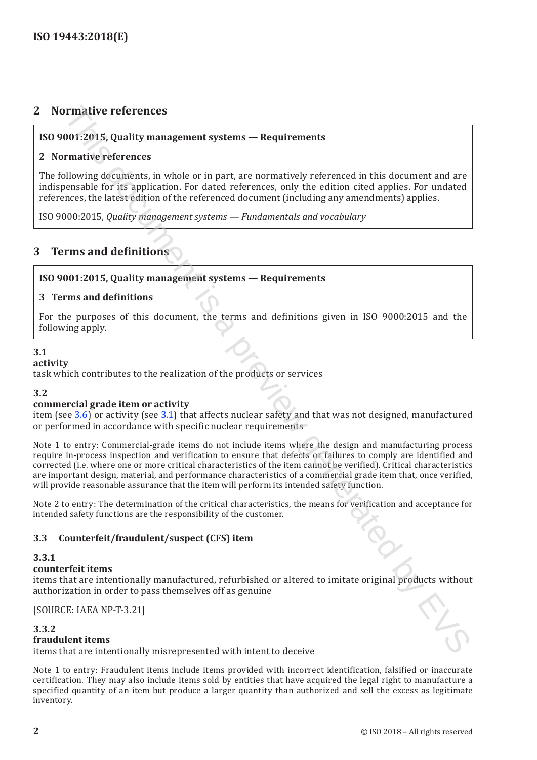## 2 Normative references

> **ISO 9001:2015, Quality management systems — Requirements**
>
> **2 Normative references**
>
> The following documents, in whole or in part, are normatively referenced in this document and are indispensable for its application. For dated references, only the edition cited applies. For undated references, the latest edition of the referenced document (including any amendments) applies.
>
> ISO 9000:2015, *Quality management systems — Fundamentals and vocabulary*

## 3 Terms and definitions

> **ISO 9001:2015, Quality management systems — Requirements**
>
> **3 Terms and definitions**
>
> For the purposes of this document, the terms and definitions given in ISO 9000:2015 and the following apply.

**3.1**
**activity**
task which contributes to the realization of the products or services

**3.2**
**commercial grade item or activity**
item (see 3.6) or activity (see 3.1) that affects nuclear safety and that was not designed, manufactured or performed in accordance with specific nuclear requirements

Note 1 to entry: Commercial-grade items do not include items where the design and manufacturing process require in-process inspection and verification to ensure that defects or failures to comply are identified and corrected (i.e. where one or more critical characteristics of the item cannot be verified). Critical characteristics are important design, material, and performance characteristics of a commercial grade item that, once verified, will provide reasonable assurance that the item will perform its intended safety function.

Note 2 to entry: The determination of the critical characteristics, the means for verification and acceptance for intended safety functions are the responsibility of the customer.

### 3.3 Counterfeit/fraudulent/suspect (CFS) item

**3.3.1**
**counterfeit items**
items that are intentionally manufactured, refurbished or altered to imitate original products without authorization in order to pass themselves off as genuine

[SOURCE: IAEA NP-T-3.21]

**3.3.2**
**fraudulent items**
items that are intentionally misrepresented with intent to deceive

Note 1 to entry: Fraudulent items include items provided with incorrect identification, falsified or inaccurate certification. They may also include items sold by entities that have acquired the legal right to manufacture a specified quantity of an item but produce a larger quantity than authorized and sell the excess as legitimate inventory.